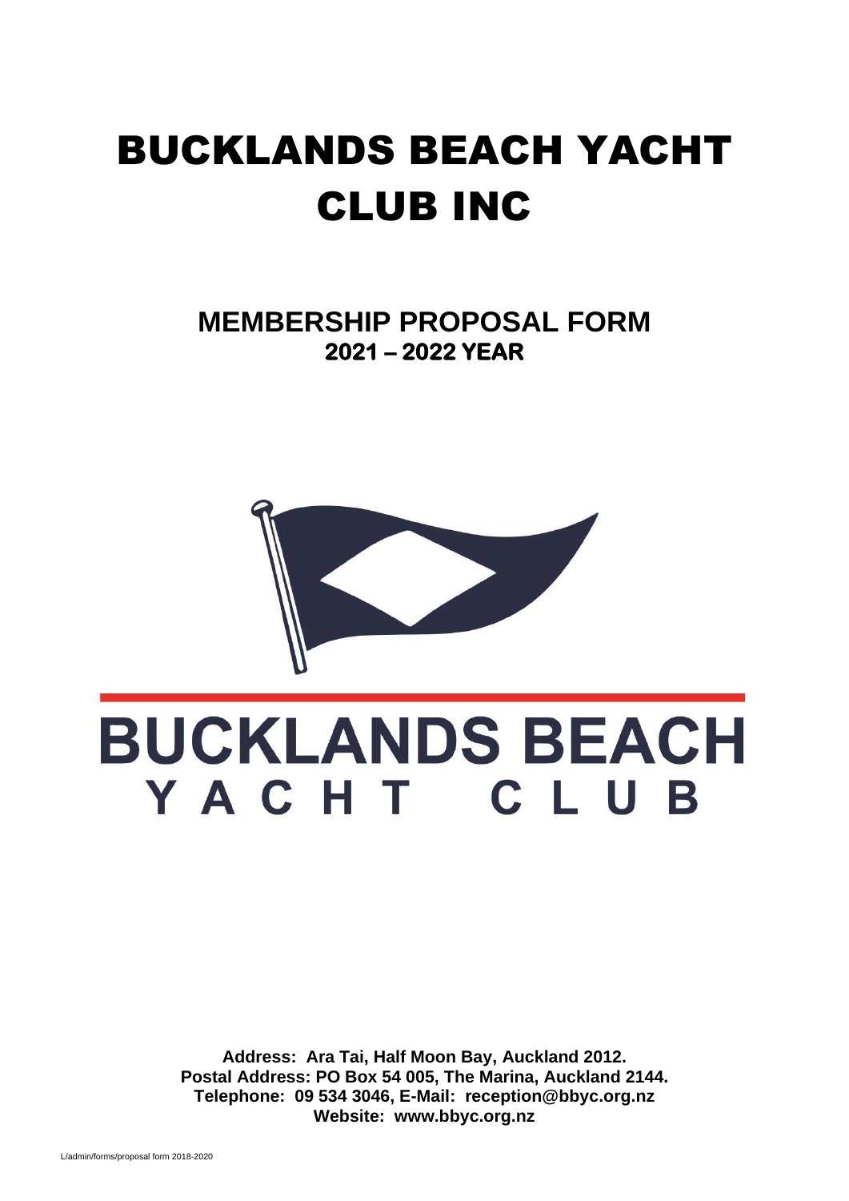# BUCKLANDS BEACH YACHT CLUB INC

## MEMBERSHIP PROPOSAL FORM

**2021 – 2022 YEAR**

**BUCKLANDS BEACH**
**YACHT CLUB**

**Address: Ara Tai, Half Moon Bay, Auckland 2012.**
**Postal Address: PO Box 54 005, The Marina, Auckland 2144.**
**Telephone: 09 534 3046, E-Mail: reception@bbyc.org.nz**
**Website: www.bbyc.org.nz**

L/admin/forms/proposal form 2018-2020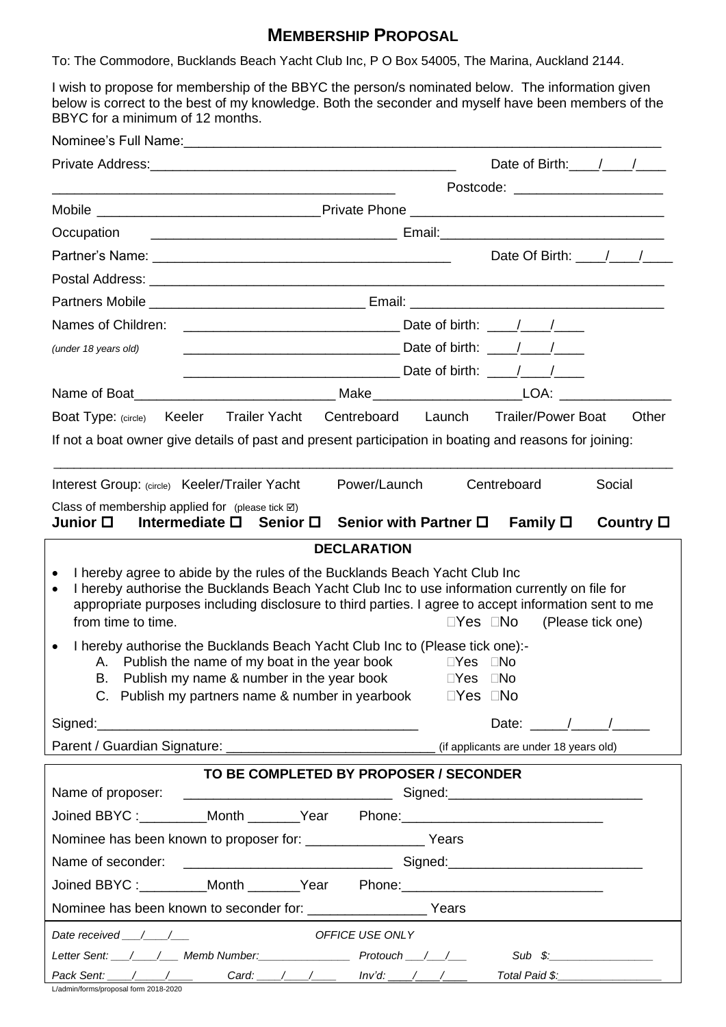# MEMBERSHIP PROPOSAL

To: The Commodore, Bucklands Beach Yacht Club Inc, P O Box 54005, The Marina, Auckland 2144.

I wish to propose for membership of the BBYC the person/s nominated below. The information given below is correct to the best of my knowledge. Both the seconder and myself have been members of the BBYC for a minimum of 12 months.

Nominee's Full Name:______________________________________________________________

Private Address:_________________________________________ Date of Birth:____/____/____

_______________________________________________ Postcode: ____________________

Mobile _____________________________Private Phone ________________________________

Occupation ________________________________ Email:______________________________

Partner's Name: ________________________________________ Date Of Birth: ____/____/____

Postal Address: _________________________________________________________________

Partners Mobile _____________________________ Email: _________________________________

Names of Children: ____________________________ Date of birth: ____/____/____

*(under 18 years old)* ____________________________ Date of birth: ____/____/____

____________________________ Date of birth: ____/____/____

Name of Boat__________________________ Make___________________LOA: _______________

Boat Type: (circle) Keeler Trailer Yacht Centreboard Launch Trailer/Power Boat Other

If not a boat owner give details of past and present participation in boating and reasons for joining:

_____________________________________________________________________________________

Interest Group: (circle) Keeler/Trailer Yacht Power/Launch Centreboard Social

Class of membership applied for (please tick ☑)

**Junior ☐ Intermediate ☐ Senior ☐ Senior with Partner ☐ Family ☐ Country ☐**

## DECLARATION

- I hereby agree to abide by the rules of the Bucklands Beach Yacht Club Inc
- I hereby authorise the Bucklands Beach Yacht Club Inc to use information currently on file for appropriate purposes including disclosure to third parties. I agree to accept information sent to me from time to time. ☐Yes ☐No (Please tick one)
- I hereby authorise the Bucklands Beach Yacht Club Inc to (Please tick one):-
  A. Publish the name of my boat in the year book ☐Yes ☐No
  B. Publish my name & number in the year book ☐Yes ☐No
  C. Publish my partners name & number in yearbook ☐Yes ☐No

Signed:___________________________________________ Date: _____/_____/_____

Parent / Guardian Signature: ____________________________ (if applicants are under 18 years old)

## TO BE COMPLETED BY PROPOSER / SECONDER

Name of proposer: ____________________________ Signed:__________________________

Joined BBYC :_________Month _______Year Phone:___________________________

Nominee has been known to proposer for: ________________ Years

Name of seconder: ____________________________ Signed:__________________________

Joined BBYC :_________Month _______Year Phone:___________________________

Nominee has been known to seconder for: ________________ Years

*Date received ___/___/___* *OFFICE USE ONLY*

*Letter Sent: ___/___/___ Memb Number:_______________ Protouch ___/___/___ Sub $:_________________*

*Pack Sent: ____/____/____ Card: ____/____/____ Inv'd: ____/____/____ Total Paid $:_________________*

L/admin/forms/proposal form 2018-2020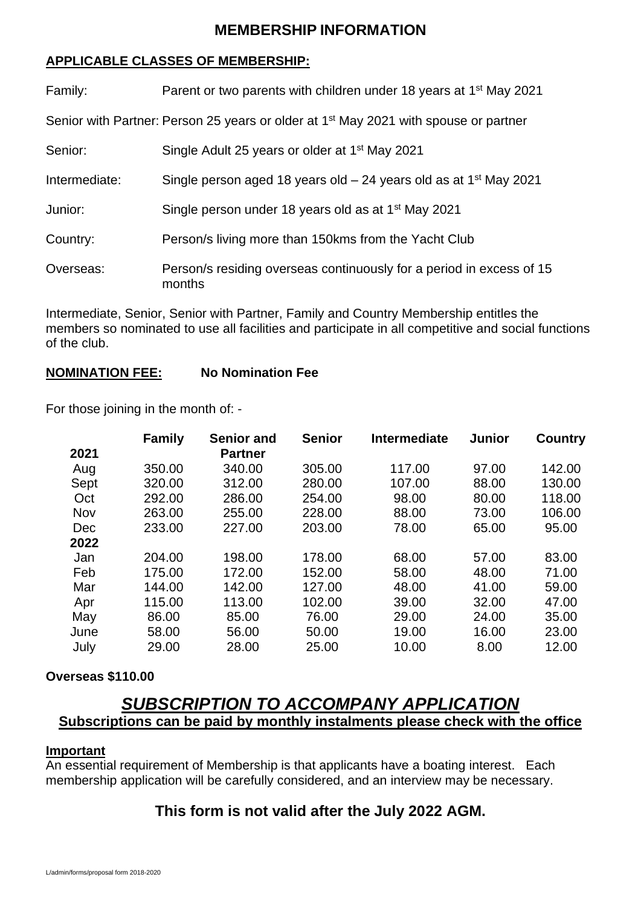# MEMBERSHIP INFORMATION

## APPLICABLE CLASSES OF MEMBERSHIP:

Family: Parent or two parents with children under 18 years at 1st May 2021

Senior with Partner: Person 25 years or older at 1st May 2021 with spouse or partner

Senior: Single Adult 25 years or older at 1st May 2021

Intermediate: Single person aged 18 years old – 24 years old as at 1st May 2021

Junior: Single person under 18 years old as at 1st May 2021

Country: Person/s living more than 150kms from the Yacht Club

Overseas: Person/s residing overseas continuously for a period in excess of 15 months

Intermediate, Senior, Senior with Partner, Family and Country Membership entitles the members so nominated to use all facilities and participate in all competitive and social functions of the club.

**NOMINATION FEE:** **No Nomination Fee**

For those joining in the month of: -

| 2021 | Family | Senior and Partner | Senior | Intermediate | Junior | Country |
|---|---|---|---|---|---|---|
| Aug | 350.00 | 340.00 | 305.00 | 117.00 | 97.00 | 142.00 |
| Sept | 320.00 | 312.00 | 280.00 | 107.00 | 88.00 | 130.00 |
| Oct | 292.00 | 286.00 | 254.00 | 98.00 | 80.00 | 118.00 |
| Nov | 263.00 | 255.00 | 228.00 | 88.00 | 73.00 | 106.00 |
| Dec | 233.00 | 227.00 | 203.00 | 78.00 | 65.00 | 95.00 |
| **2022** | | | | | | |
| Jan | 204.00 | 198.00 | 178.00 | 68.00 | 57.00 | 83.00 |
| Feb | 175.00 | 172.00 | 152.00 | 58.00 | 48.00 | 71.00 |
| Mar | 144.00 | 142.00 | 127.00 | 48.00 | 41.00 | 59.00 |
| Apr | 115.00 | 113.00 | 102.00 | 39.00 | 32.00 | 47.00 |
| May | 86.00 | 85.00 | 76.00 | 29.00 | 24.00 | 35.00 |
| June | 58.00 | 56.00 | 50.00 | 19.00 | 16.00 | 23.00 |
| July | 29.00 | 28.00 | 25.00 | 10.00 | 8.00 | 12.00 |

**Overseas $110.00**

## *SUBSCRIPTION TO ACCOMPANY APPLICATION*

**Subscriptions can be paid by monthly instalments please check with the office**

**Important**

An essential requirement of Membership is that applicants have a boating interest. Each membership application will be carefully considered, and an interview may be necessary.

## This form is not valid after the July 2022 AGM.

L/admin/forms/proposal form 2018-2020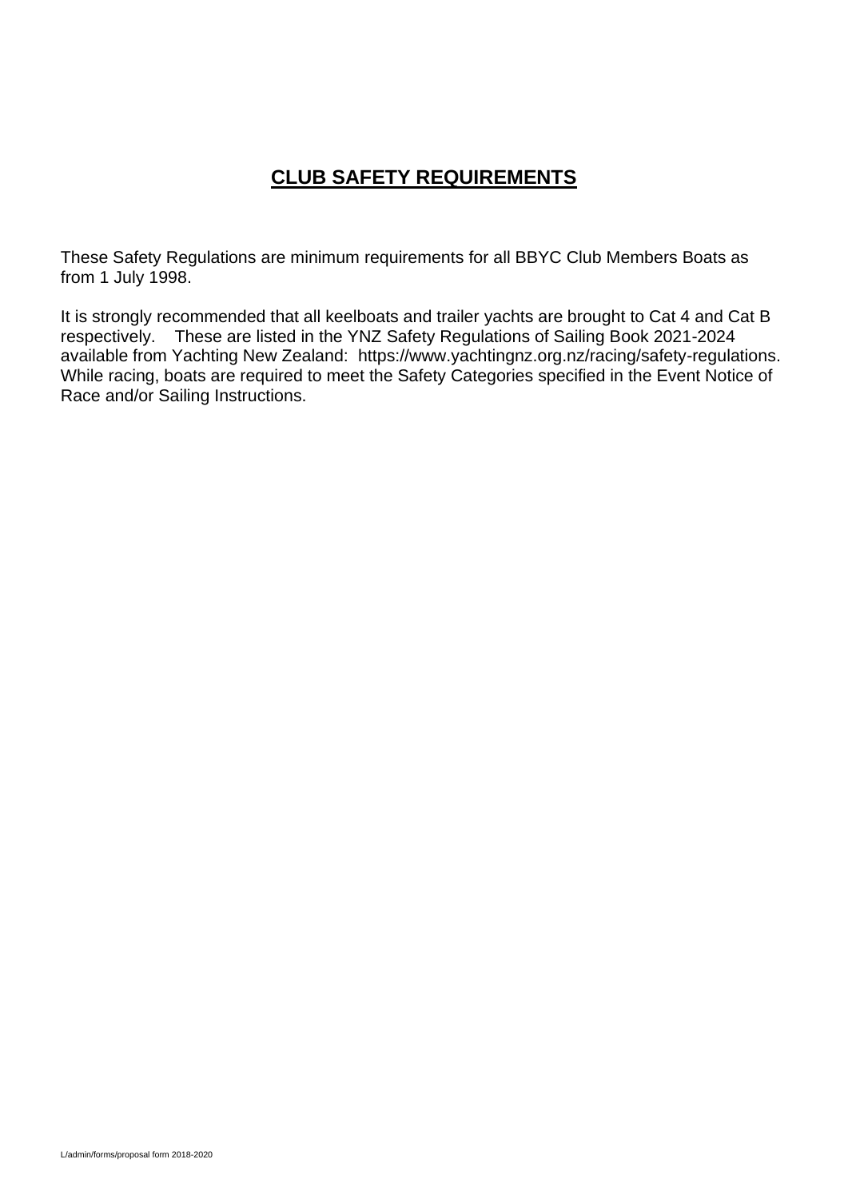# CLUB SAFETY REQUIREMENTS

These Safety Regulations are minimum requirements for all BBYC Club Members Boats as from 1 July 1998.

It is strongly recommended that all keelboats and trailer yachts are brought to Cat 4 and Cat B respectively. These are listed in the YNZ Safety Regulations of Sailing Book 2021-2024 available from Yachting New Zealand: https://www.yachtingnz.org.nz/racing/safety-regulations. While racing, boats are required to meet the Safety Categories specified in the Event Notice of Race and/or Sailing Instructions.